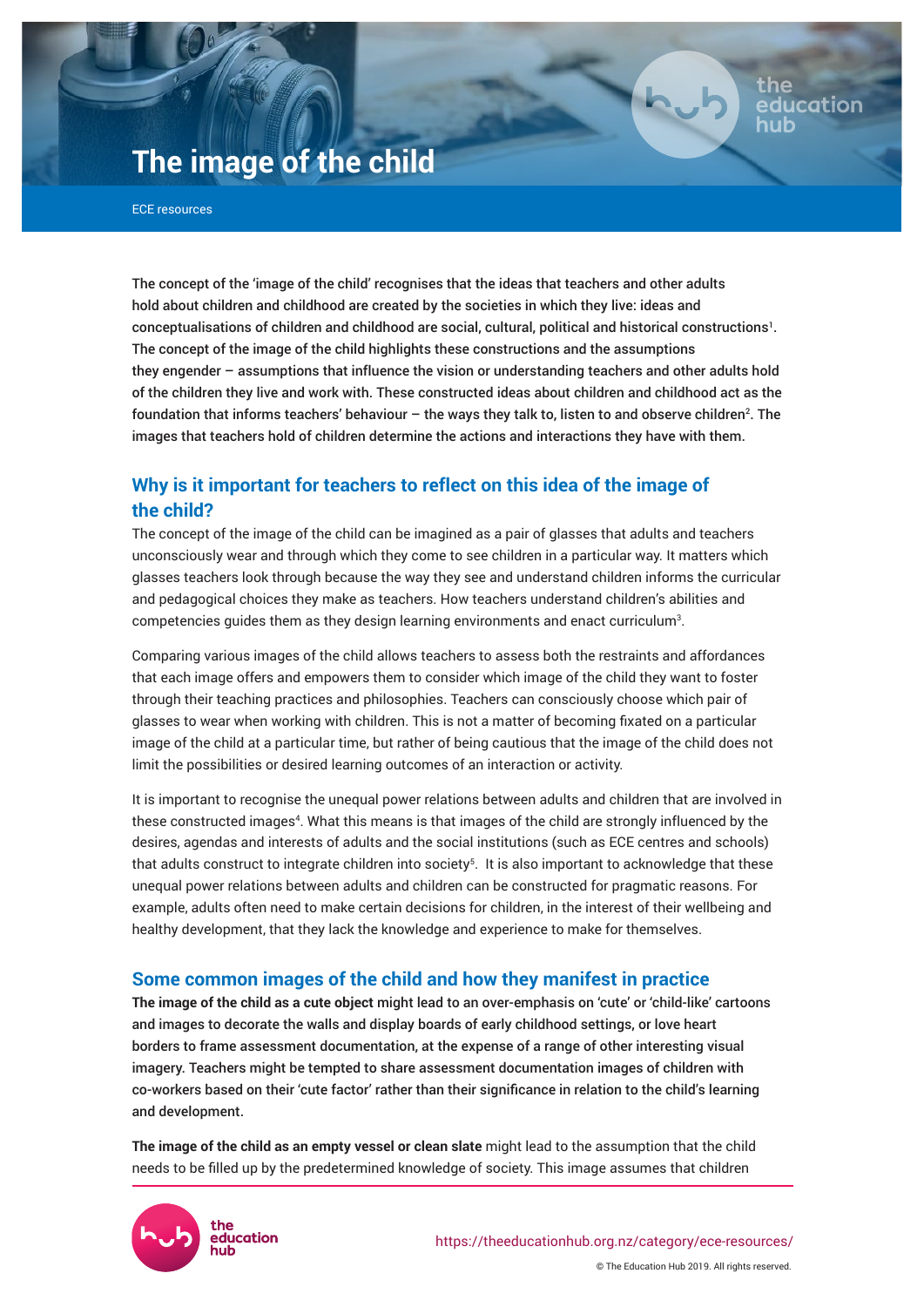# The image of the child

ECE resources

**The concept of the 'image of the child' recognises that the ideas that teachers and other adults hold about children and childhood are created by the societies in which they live: ideas and conceptualisations of children and childhood are social, cultural, political and historical constructions[1]. The concept of the image of the child highlights these constructions and the assumptions they engender – assumptions that influence the vision or understanding teachers and other adults hold of the children they live and work with. These constructed ideas about children and childhood act as the foundation that informs teachers' behaviour – the ways they talk to, listen to and observe children[2]. The images that teachers hold of children determine the actions and interactions they have with them.**

## Why is it important for teachers to reflect on this idea of the image of the child?

The concept of the image of the child can be imagined as a pair of glasses that adults and teachers unconsciously wear and through which they come to see children in a particular way. It matters which glasses teachers look through because the way they see and understand children informs the curricular and pedagogical choices they make as teachers. How teachers understand children's abilities and competencies guides them as they design learning environments and enact curriculum[3].

Comparing various images of the child allows teachers to assess both the restraints and affordances that each image offers and empowers them to consider which image of the child they want to foster through their teaching practices and philosophies. Teachers can consciously choose which pair of glasses to wear when working with children. This is not a matter of becoming fixated on a particular image of the child at a particular time, but rather of being cautious that the image of the child does not limit the possibilities or desired learning outcomes of an interaction or activity.

It is important to recognise the unequal power relations between adults and children that are involved in these constructed images[4]. What this means is that images of the child are strongly influenced by the desires, agendas and interests of adults and the social institutions (such as ECE centres and schools) that adults construct to integrate children into society[5]. It is also important to acknowledge that these unequal power relations between adults and children can be constructed for pragmatic reasons. For example, adults often need to make certain decisions for children, in the interest of their wellbeing and healthy development, that they lack the knowledge and experience to make for themselves.

## Some common images of the child and how they manifest in practice

**The image of the child as a cute object** might lead to an over-emphasis on 'cute' or 'child-like' cartoons and images to decorate the walls and display boards of early childhood settings, or love heart borders to frame assessment documentation, at the expense of a range of other interesting visual imagery. Teachers might be tempted to share assessment documentation images of children with co-workers based on their 'cute factor' rather than their significance in relation to the child's learning and development.

**The image of the child as an empty vessel or clean slate** might lead to the assumption that the child needs to be filled up by the predetermined knowledge of society. This image assumes that children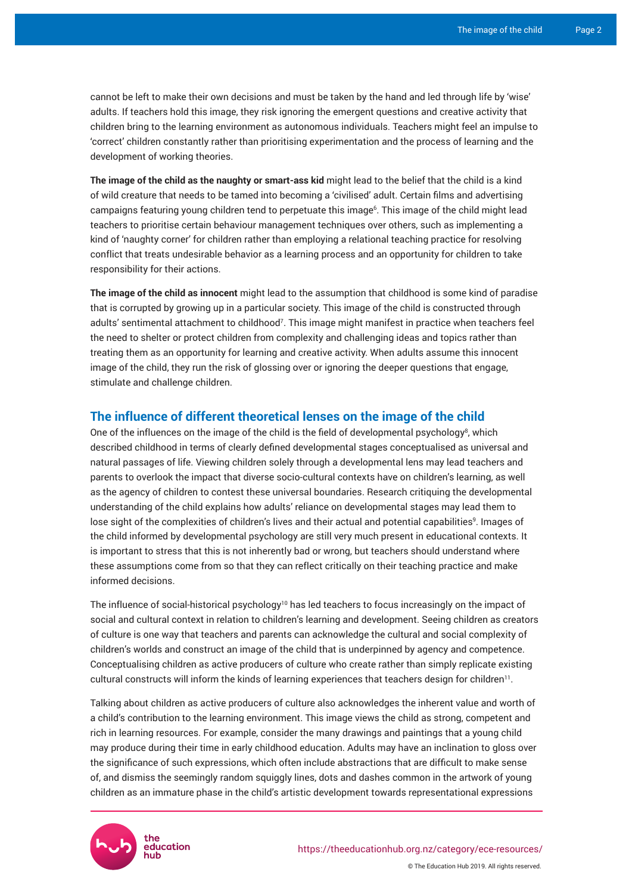cannot be left to make their own decisions and must be taken by the hand and led through life by 'wise' adults. If teachers hold this image, they risk ignoring the emergent questions and creative activity that children bring to the learning environment as autonomous individuals. Teachers might feel an impulse to 'correct' children constantly rather than prioritising experimentation and the process of learning and the development of working theories.

**The image of the child as the naughty or smart-ass kid** might lead to the belief that the child is a kind of wild creature that needs to be tamed into becoming a 'civilised' adult. Certain films and advertising campaigns featuring young children tend to perpetuate this image[6]. This image of the child might lead teachers to prioritise certain behaviour management techniques over others, such as implementing a kind of 'naughty corner' for children rather than employing a relational teaching practice for resolving conflict that treats undesirable behavior as a learning process and an opportunity for children to take responsibility for their actions.

**The image of the child as innocent** might lead to the assumption that childhood is some kind of paradise that is corrupted by growing up in a particular society. This image of the child is constructed through adults' sentimental attachment to childhood[7]. This image might manifest in practice when teachers feel the need to shelter or protect children from complexity and challenging ideas and topics rather than treating them as an opportunity for learning and creative activity. When adults assume this innocent image of the child, they run the risk of glossing over or ignoring the deeper questions that engage, stimulate and challenge children.

## The influence of different theoretical lenses on the image of the child

One of the influences on the image of the child is the field of developmental psychology[8], which described childhood in terms of clearly defined developmental stages conceptualised as universal and natural passages of life. Viewing children solely through a developmental lens may lead teachers and parents to overlook the impact that diverse socio-cultural contexts have on children's learning, as well as the agency of children to contest these universal boundaries. Research critiquing the developmental understanding of the child explains how adults' reliance on developmental stages may lead them to lose sight of the complexities of children's lives and their actual and potential capabilities[9]. Images of the child informed by developmental psychology are still very much present in educational contexts. It is important to stress that this is not inherently bad or wrong, but teachers should understand where these assumptions come from so that they can reflect critically on their teaching practice and make informed decisions.

The influence of social-historical psychology[10] has led teachers to focus increasingly on the impact of social and cultural context in relation to children's learning and development. Seeing children as creators of culture is one way that teachers and parents can acknowledge the cultural and social complexity of children's worlds and construct an image of the child that is underpinned by agency and competence. Conceptualising children as active producers of culture who create rather than simply replicate existing cultural constructs will inform the kinds of learning experiences that teachers design for children[11].

Talking about children as active producers of culture also acknowledges the inherent value and worth of a child's contribution to the learning environment. This image views the child as strong, competent and rich in learning resources. For example, consider the many drawings and paintings that a young child may produce during their time in early childhood education. Adults may have an inclination to gloss over the significance of such expressions, which often include abstractions that are difficult to make sense of, and dismiss the seemingly random squiggly lines, dots and dashes common in the artwork of young children as an immature phase in the child's artistic development towards representational expressions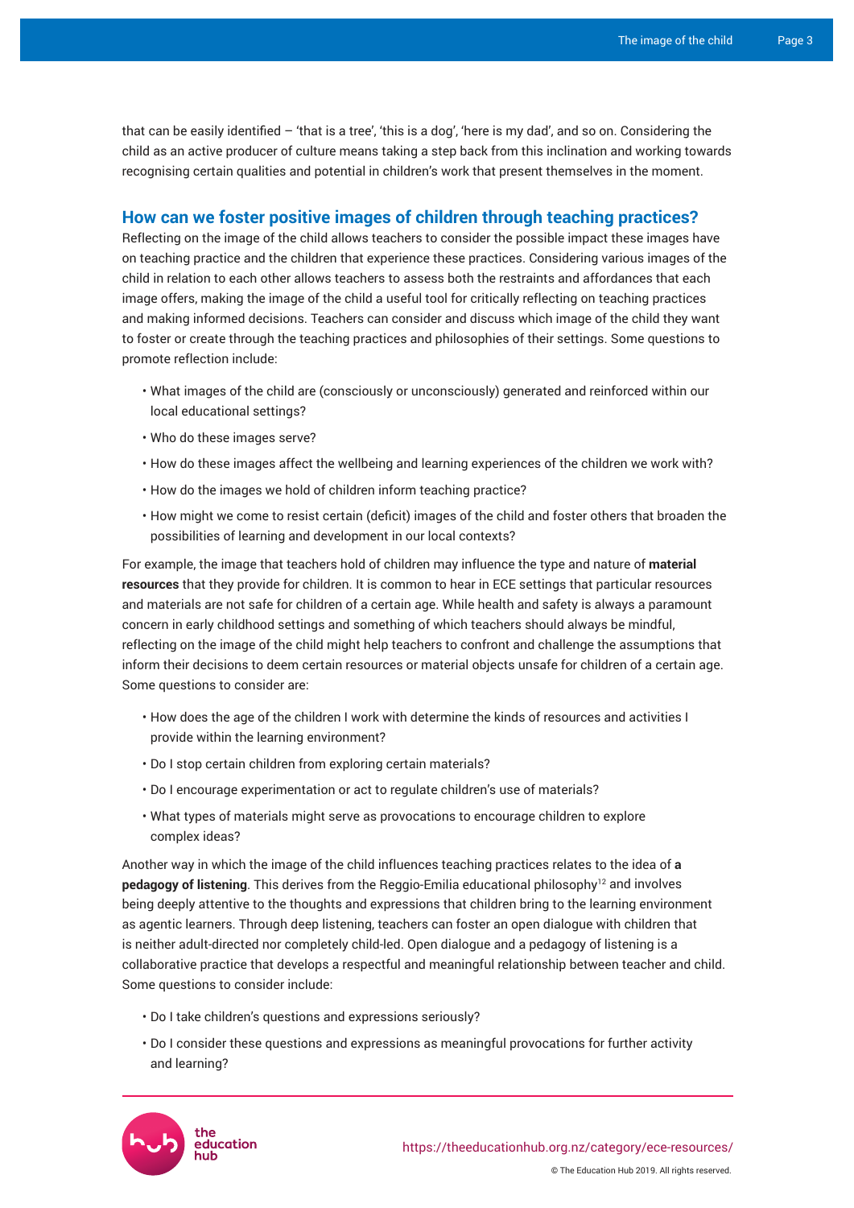that can be easily identified – 'that is a tree', 'this is a dog', 'here is my dad', and so on. Considering the child as an active producer of culture means taking a step back from this inclination and working towards recognising certain qualities and potential in children's work that present themselves in the moment.

## How can we foster positive images of children through teaching practices?

Reflecting on the image of the child allows teachers to consider the possible impact these images have on teaching practice and the children that experience these practices. Considering various images of the child in relation to each other allows teachers to assess both the restraints and affordances that each image offers, making the image of the child a useful tool for critically reflecting on teaching practices and making informed decisions. Teachers can consider and discuss which image of the child they want to foster or create through the teaching practices and philosophies of their settings. Some questions to promote reflection include:

- What images of the child are (consciously or unconsciously) generated and reinforced within our local educational settings?
- Who do these images serve?
- How do these images affect the wellbeing and learning experiences of the children we work with?
- How do the images we hold of children inform teaching practice?
- How might we come to resist certain (deficit) images of the child and foster others that broaden the possibilities of learning and development in our local contexts?

For example, the image that teachers hold of children may influence the type and nature of **material resources** that they provide for children. It is common to hear in ECE settings that particular resources and materials are not safe for children of a certain age. While health and safety is always a paramount concern in early childhood settings and something of which teachers should always be mindful, reflecting on the image of the child might help teachers to confront and challenge the assumptions that inform their decisions to deem certain resources or material objects unsafe for children of a certain age. Some questions to consider are:

- How does the age of the children I work with determine the kinds of resources and activities I provide within the learning environment?
- Do I stop certain children from exploring certain materials?
- Do I encourage experimentation or act to regulate children's use of materials?
- What types of materials might serve as provocations to encourage children to explore complex ideas?

Another way in which the image of the child influences teaching practices relates to the idea of **a pedagogy of listening**. This derives from the Reggio-Emilia educational philosophy[12] and involves being deeply attentive to the thoughts and expressions that children bring to the learning environment as agentic learners. Through deep listening, teachers can foster an open dialogue with children that is neither adult-directed nor completely child-led. Open dialogue and a pedagogy of listening is a collaborative practice that develops a respectful and meaningful relationship between teacher and child. Some questions to consider include:

- Do I take children's questions and expressions seriously?
- Do I consider these questions and expressions as meaningful provocations for further activity and learning?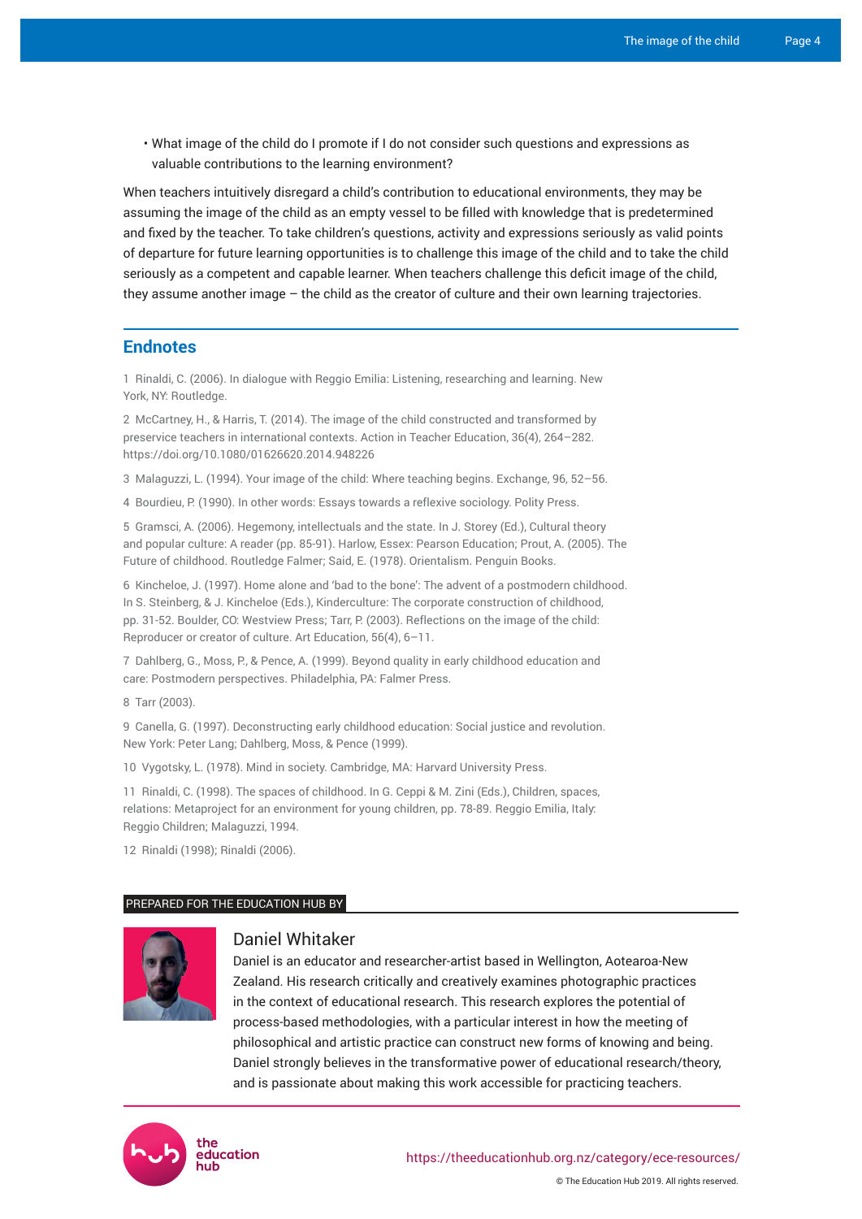- What image of the child do I promote if I do not consider such questions and expressions as valuable contributions to the learning environment?

When teachers intuitively disregard a child's contribution to educational environments, they may be assuming the image of the child as an empty vessel to be filled with knowledge that is predetermined and fixed by the teacher. To take children's questions, activity and expressions seriously as valid points of departure for future learning opportunities is to challenge this image of the child and to take the child seriously as a competent and capable learner. When teachers challenge this deficit image of the child, they assume another image – the child as the creator of culture and their own learning trajectories.

## Endnotes

1 Rinaldi, C. (2006). In dialogue with Reggio Emilia: Listening, researching and learning. New York, NY: Routledge.

2 McCartney, H., & Harris, T. (2014). The image of the child constructed and transformed by preservice teachers in international contexts. Action in Teacher Education, 36(4), 264–282. https://doi.org/10.1080/01626620.2014.948226

3 Malaguzzi, L. (1994). Your image of the child: Where teaching begins. Exchange, 96, 52–56.

4 Bourdieu, P. (1990). In other words: Essays towards a reflexive sociology. Polity Press.

5 Gramsci, A. (2006). Hegemony, intellectuals and the state. In J. Storey (Ed.), Cultural theory and popular culture: A reader (pp. 85-91). Harlow, Essex: Pearson Education; Prout, A. (2005). The Future of childhood. Routledge Falmer; Said, E. (1978). Orientalism. Penguin Books.

6 Kincheloe, J. (1997). Home alone and 'bad to the bone': The advent of a postmodern childhood. In S. Steinberg, & J. Kincheloe (Eds.), Kinderculture: The corporate construction of childhood, pp. 31-52. Boulder, CO: Westview Press; Tarr, P. (2003). Reflections on the image of the child: Reproducer or creator of culture. Art Education, 56(4), 6–11.

7 Dahlberg, G., Moss, P., & Pence, A. (1999). Beyond quality in early childhood education and care: Postmodern perspectives. Philadelphia, PA: Falmer Press.

8 Tarr (2003).

9 Canella, G. (1997). Deconstructing early childhood education: Social justice and revolution. New York: Peter Lang; Dahlberg, Moss, & Pence (1999).

10 Vygotsky, L. (1978). Mind in society. Cambridge, MA: Harvard University Press.

11 Rinaldi, C. (1998). The spaces of childhood. In G. Ceppi & M. Zini (Eds.), Children, spaces, relations: Metaproject for an environment for young children, pp. 78-89. Reggio Emilia, Italy: Reggio Children; Malaguzzi, 1994.

12 Rinaldi (1998); Rinaldi (2006).

PREPARED FOR THE EDUCATION HUB BY

### Daniel Whitaker

Daniel is an educator and researcher-artist based in Wellington, Aotearoa-New Zealand. His research critically and creatively examines photographic practices in the context of educational research. This research explores the potential of process-based methodologies, with a particular interest in how the meeting of philosophical and artistic practice can construct new forms of knowing and being. Daniel strongly believes in the transformative power of educational research/theory, and is passionate about making this work accessible for practicing teachers.

the education hub

https://theeducationhub.org.nz/category/ece-resources/

© The Education Hub 2019. All rights reserved.